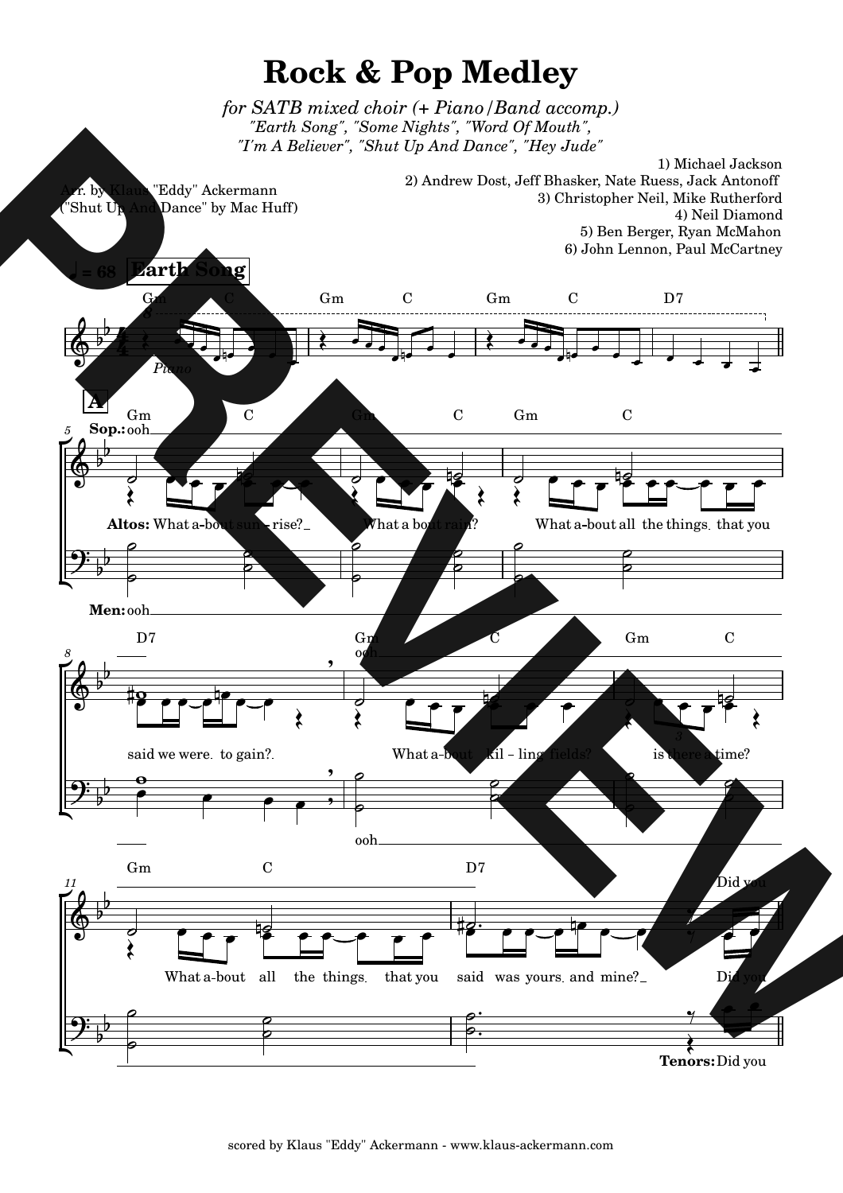# Rock & Pop Medley

*for SATB mixed choir (+ Piano/Band accomp.)*
*"Earth Song", "Some Nights", "Word Of Mouth",*
*"I'm A Believer", "Shut Up And Dance", "Hey Jude"*

Arr. by Klaus "Eddy" Ackermann
("Shut Up And Dance" by Mac Huff)

1) Michael Jackson
2) Andrew Dost, Jeff Bhasker, Nate Ruess, Jack Antonoff
3) Christopher Neil, Mike Rutherford
4) Neil Diamond
5) Ben Berger, Ryan McMahon
6) John Lennon, Paul McCartney

scored by Klaus "Eddy" Ackermann - www.klaus-ackermann.com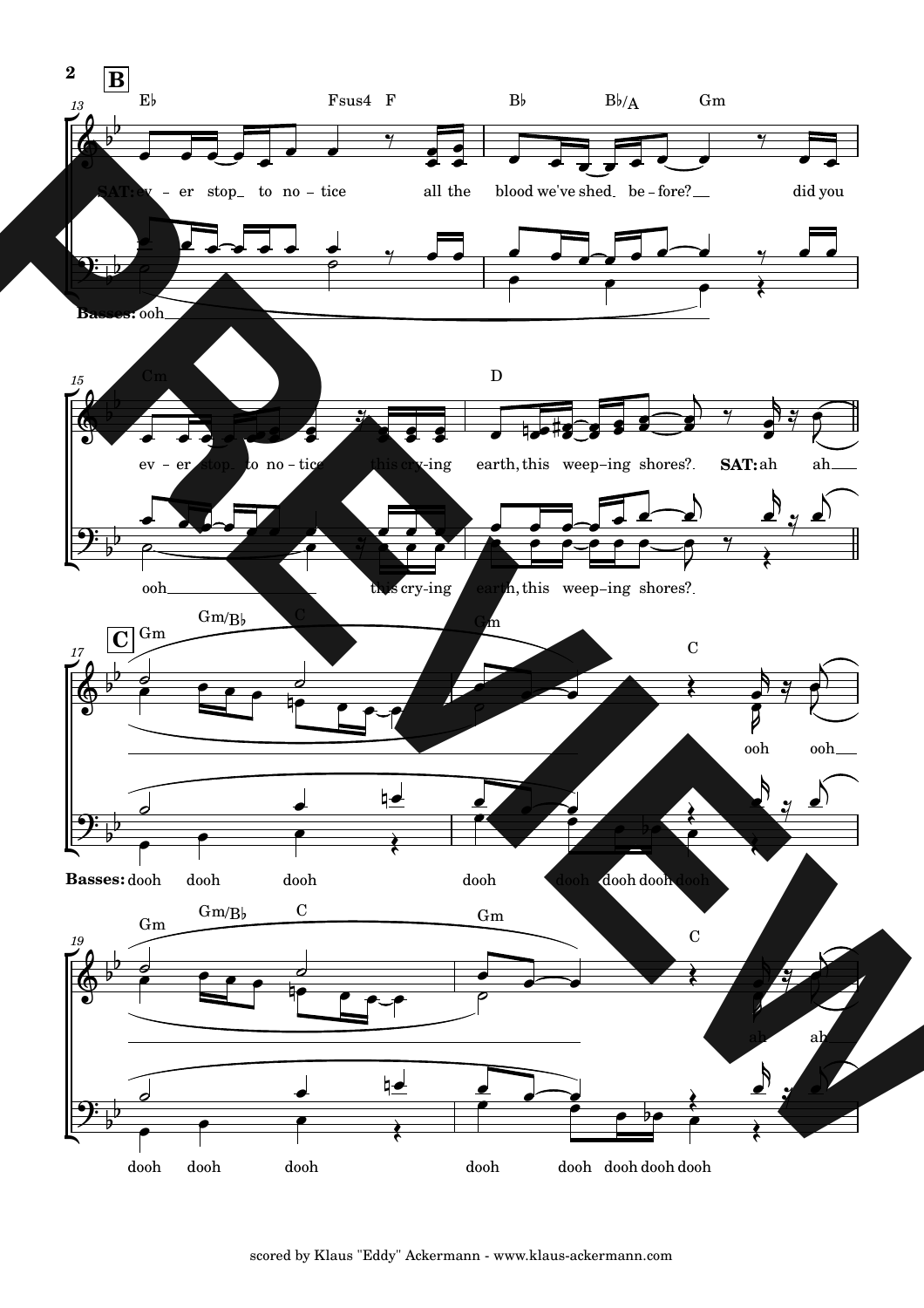**B**

SAT: ever stop to notice all the blood we've shed before? did you ever stop to notice this crying earth, this weeping shores?

Basses: ooh ooh this crying earth, this weeping shores?

SAT: ah ah

**C**

SAT: ooh ooh

Basses: dooh dooh dooh dooh dooh dooh dooh dooh

SAT: ah ah

Basses: dooh dooh dooh dooh dooh dooh dooh dooh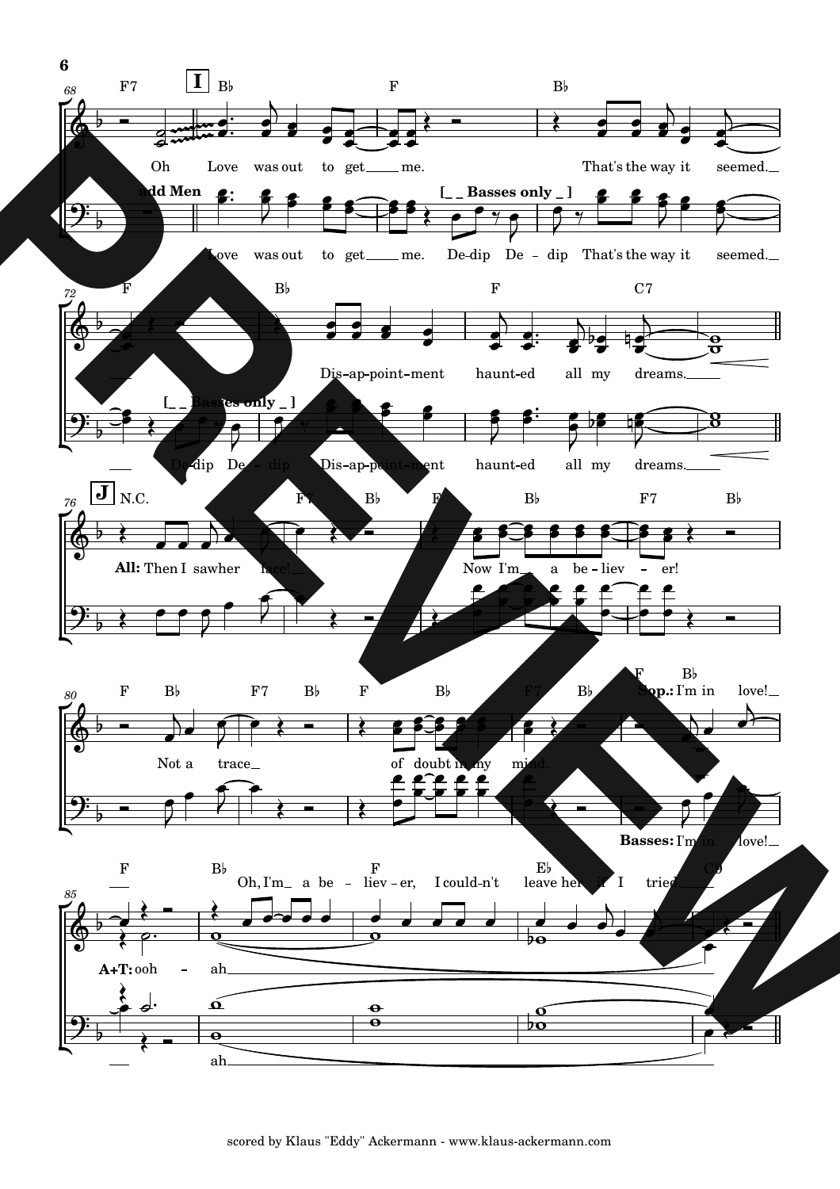**I**

Oh Love was out to get me. That's the way it seemed.

**add Men**

Love was out to get me. De-dip De-dip That's the way it seemed.

[_ _ Basses only _ ]

Dis-ap-point-ment haunt-ed all my dreams.

[_ _ Basses only _ ]

De-dip De-dip Dis-ap-point-ment haunt-ed all my dreams.

**J**

**All:** Then I saw her face! Now I'm a be-liev-er!

Not a trace of doubt in my mind.

**Sop.:** I'm in love!

**Basses:** I'm in love!

Oh, I'm a be-liev-er, I could-n't leave her if I tried.

**A+T:** ooh - ah

ah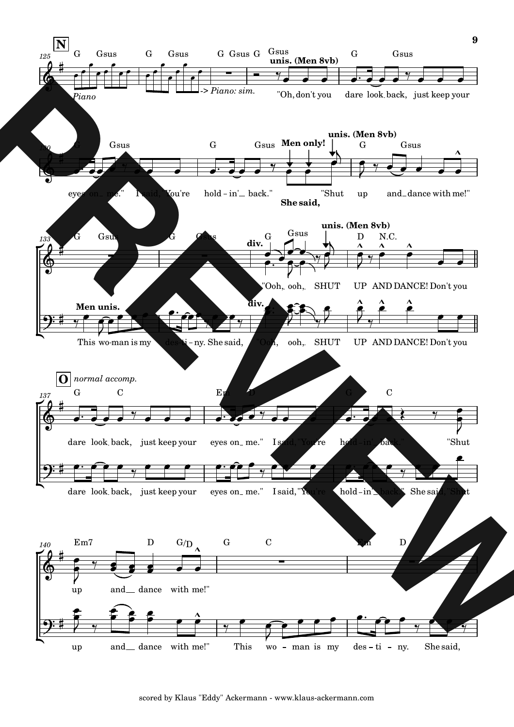**N**

G Gsus G Gsus G Gsus G Gsus

*Piano* -> *Piano: sim.*

**unis. (Men 8vb)**

"Oh, don't you dare look back, just keep your eyes on me." I said, "You're hold-in' back."

**Men only!** **She said,**

**unis. (Men 8vb)**

"Shut up and dance with me!"

**Men unis.**

This wo-man is my des-ti-ny. She said,

**div.**

"Ooh, ooh, SHUT UP AND DANCE! Don't you

**O** *normal accomp.*

dare look back, just keep your eyes on me." I said, "You're hold-in' back." She said, "Shut up and dance with me!"

This wo-man is my des-ti-ny. She said,